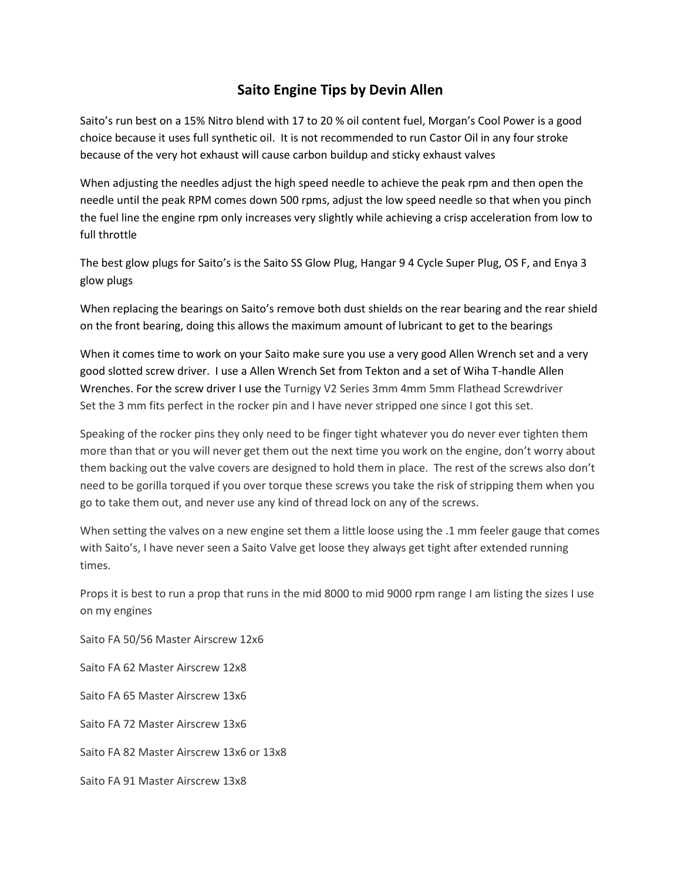# Saito Engine Tips by Devin Allen

Saito's run best on a 15% Nitro blend with 17 to 20 % oil content fuel, Morgan's Cool Power is a good choice because it uses full synthetic oil. It is not recommended to run Castor Oil in any four stroke because of the very hot exhaust will cause carbon buildup and sticky exhaust valves

When adjusting the needles adjust the high speed needle to achieve the peak rpm and then open the needle until the peak RPM comes down 500 rpms, adjust the low speed needle so that when you pinch the fuel line the engine rpm only increases very slightly while achieving a crisp acceleration from low to full throttle

The best glow plugs for Saito's is the Saito SS Glow Plug, Hangar 9 4 Cycle Super Plug, OS F, and Enya 3 glow plugs

When replacing the bearings on Saito's remove both dust shields on the rear bearing and the rear shield on the front bearing, doing this allows the maximum amount of lubricant to get to the bearings

When it comes time to work on your Saito make sure you use a very good Allen Wrench set and a very good slotted screw driver. I use a Allen Wrench Set from Tekton and a set of Wiha T-handle Allen Wrenches. For the screw driver I use the Turnigy V2 Series 3mm 4mm 5mm Flathead Screwdriver Set the 3 mm fits perfect in the rocker pin and I have never stripped one since I got this set.

Speaking of the rocker pins they only need to be finger tight whatever you do never ever tighten them more than that or you will never get them out the next time you work on the engine, don't worry about them backing out the valve covers are designed to hold them in place. The rest of the screws also don't need to be gorilla torqued if you over torque these screws you take the risk of stripping them when you go to take them out, and never use any kind of thread lock on any of the screws.

When setting the valves on a new engine set them a little loose using the .1 mm feeler gauge that comes with Saito's, I have never seen a Saito Valve get loose they always get tight after extended running times.

Props it is best to run a prop that runs in the mid 8000 to mid 9000 rpm range I am listing the sizes I use on my engines

Saito FA 50/56 Master Airscrew 12x6

Saito FA 62 Master Airscrew 12x8

Saito FA 65 Master Airscrew 13x6

Saito FA 72 Master Airscrew 13x6

Saito FA 82 Master Airscrew 13x6 or 13x8

Saito FA 91 Master Airscrew 13x8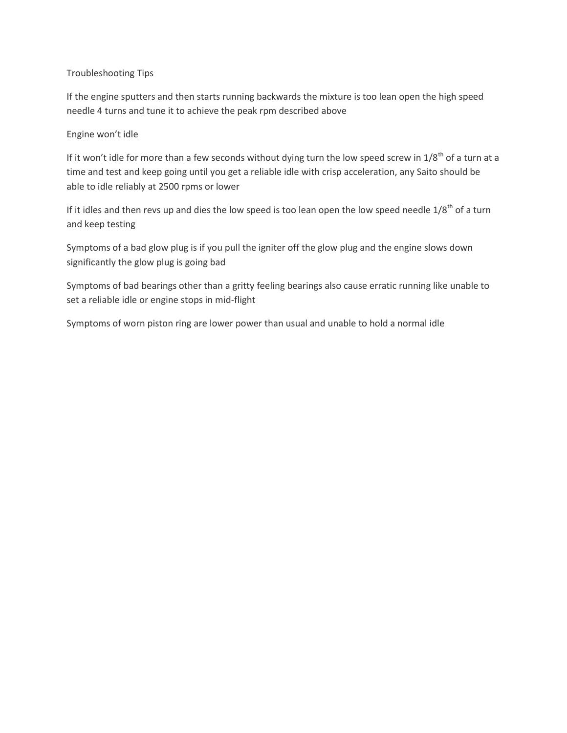## Troubleshooting Tips

If the engine sputters and then starts running backwards the mixture is too lean open the high speed needle 4 turns and tune it to achieve the peak rpm described above

### Engine won't idle

If it won't idle for more than a few seconds without dying turn the low speed screw in 1/8$^{th}$ of a turn at a time and test and keep going until you get a reliable idle with crisp acceleration, any Saito should be able to idle reliably at 2500 rpms or lower

If it idles and then revs up and dies the low speed is too lean open the low speed needle 1/8$^{th}$ of a turn and keep testing

Symptoms of a bad glow plug is if you pull the igniter off the glow plug and the engine slows down significantly the glow plug is going bad

Symptoms of bad bearings other than a gritty feeling bearings also cause erratic running like unable to set a reliable idle or engine stops in mid-flight

Symptoms of worn piston ring are lower power than usual and unable to hold a normal idle